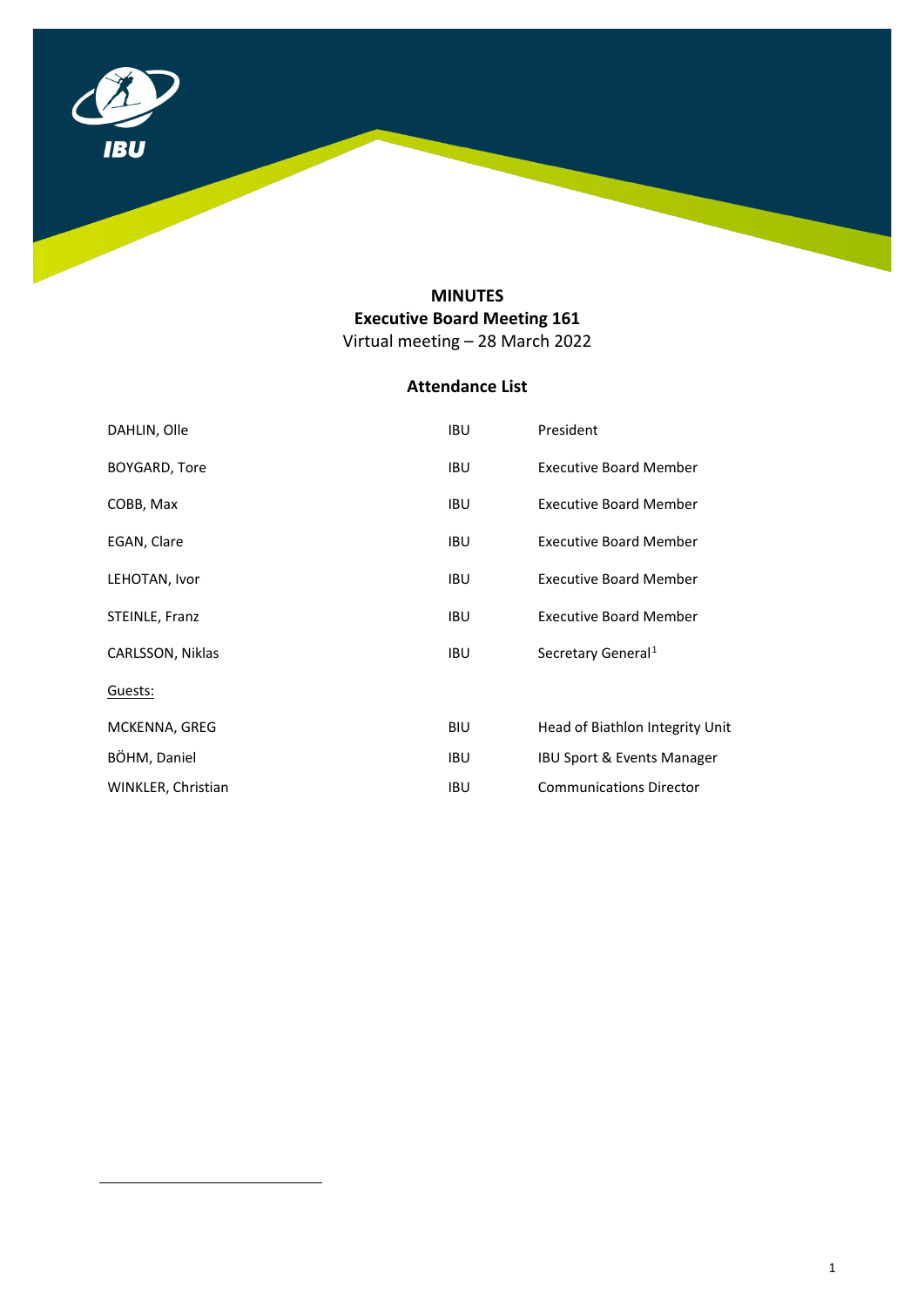# MINUTES

## Executive Board Meeting 161

Virtual meeting – 28 March 2022

### Attendance List

| | | |
|---|---|---|
| DAHLIN, Olle | IBU | President |
| BOYGARD, Tore | IBU | Executive Board Member |
| COBB, Max | IBU | Executive Board Member |
| EGAN, Clare | IBU | Executive Board Member |
| LEHOTAN, Ivor | IBU | Executive Board Member |
| STEINLE, Franz | IBU | Executive Board Member |
| CARLSSON, Niklas | IBU | Secretary General[1] |
| Guests: | | |
| MCKENNA, GREG | BIU | Head of Biathlon Integrity Unit |
| BÖHM, Daniel | IBU | IBU Sport & Events Manager |
| WINKLER, Christian | IBU | Communications Director |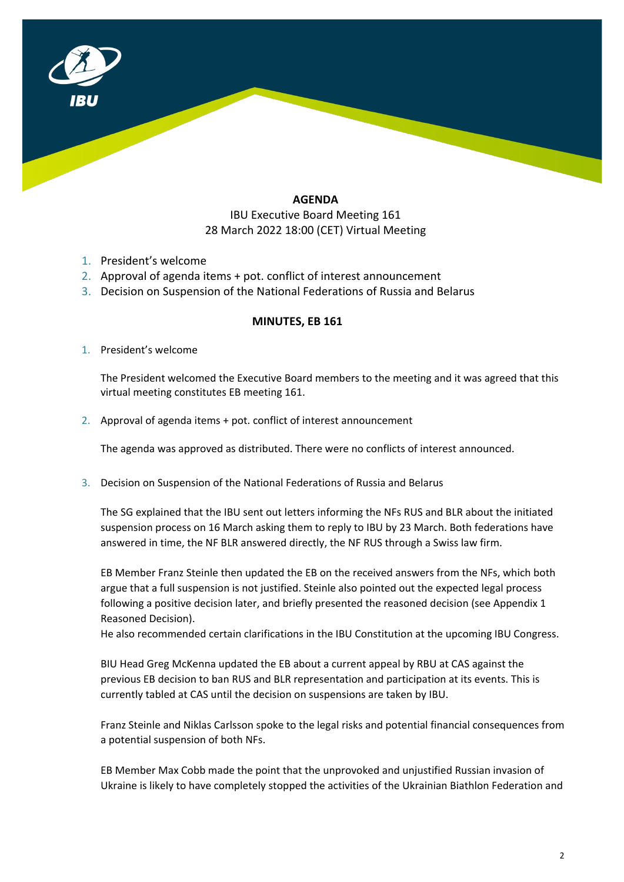**AGENDA**

IBU Executive Board Meeting 161
28 March 2022 18:00 (CET) Virtual Meeting

1. President's welcome
2. Approval of agenda items + pot. conflict of interest announcement
3. Decision on Suspension of the National Federations of Russia and Belarus

**MINUTES, EB 161**

1. President's welcome

   The President welcomed the Executive Board members to the meeting and it was agreed that this virtual meeting constitutes EB meeting 161.

2. Approval of agenda items + pot. conflict of interest announcement

   The agenda was approved as distributed. There were no conflicts of interest announced.

3. Decision on Suspension of the National Federations of Russia and Belarus

   The SG explained that the IBU sent out letters informing the NFs RUS and BLR about the initiated suspension process on 16 March asking them to reply to IBU by 23 March. Both federations have answered in time, the NF BLR answered directly, the NF RUS through a Swiss law firm.

   EB Member Franz Steinle then updated the EB on the received answers from the NFs, which both argue that a full suspension is not justified. Steinle also pointed out the expected legal process following a positive decision later, and briefly presented the reasoned decision (see Appendix 1 Reasoned Decision).
   He also recommended certain clarifications in the IBU Constitution at the upcoming IBU Congress.

   BIU Head Greg McKenna updated the EB about a current appeal by RBU at CAS against the previous EB decision to ban RUS and BLR representation and participation at its events. This is currently tabled at CAS until the decision on suspensions are taken by IBU.

   Franz Steinle and Niklas Carlsson spoke to the legal risks and potential financial consequences from a potential suspension of both NFs.

   EB Member Max Cobb made the point that the unprovoked and unjustified Russian invasion of Ukraine is likely to have completely stopped the activities of the Ukrainian Biathlon Federation and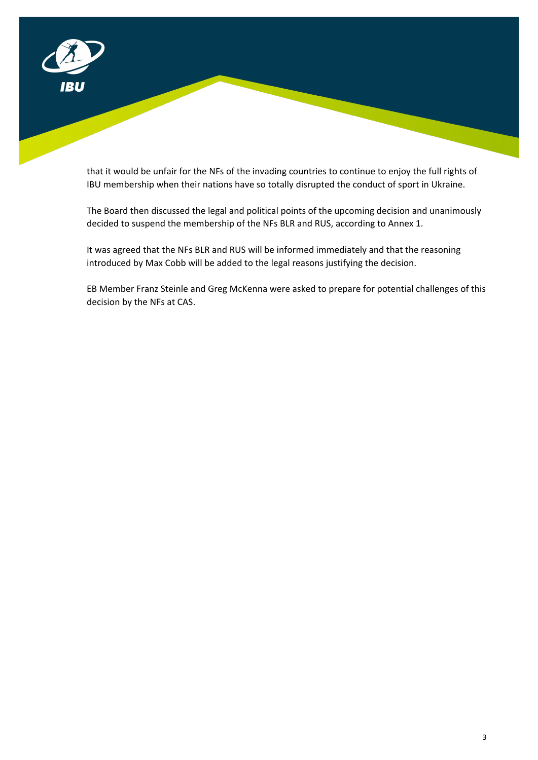that it would be unfair for the NFs of the invading countries to continue to enjoy the full rights of IBU membership when their nations have so totally disrupted the conduct of sport in Ukraine.

The Board then discussed the legal and political points of the upcoming decision and unanimously decided to suspend the membership of the NFs BLR and RUS, according to Annex 1.

It was agreed that the NFs BLR and RUS will be informed immediately and that the reasoning introduced by Max Cobb will be added to the legal reasons justifying the decision.

EB Member Franz Steinle and Greg McKenna were asked to prepare for potential challenges of this decision by the NFs at CAS.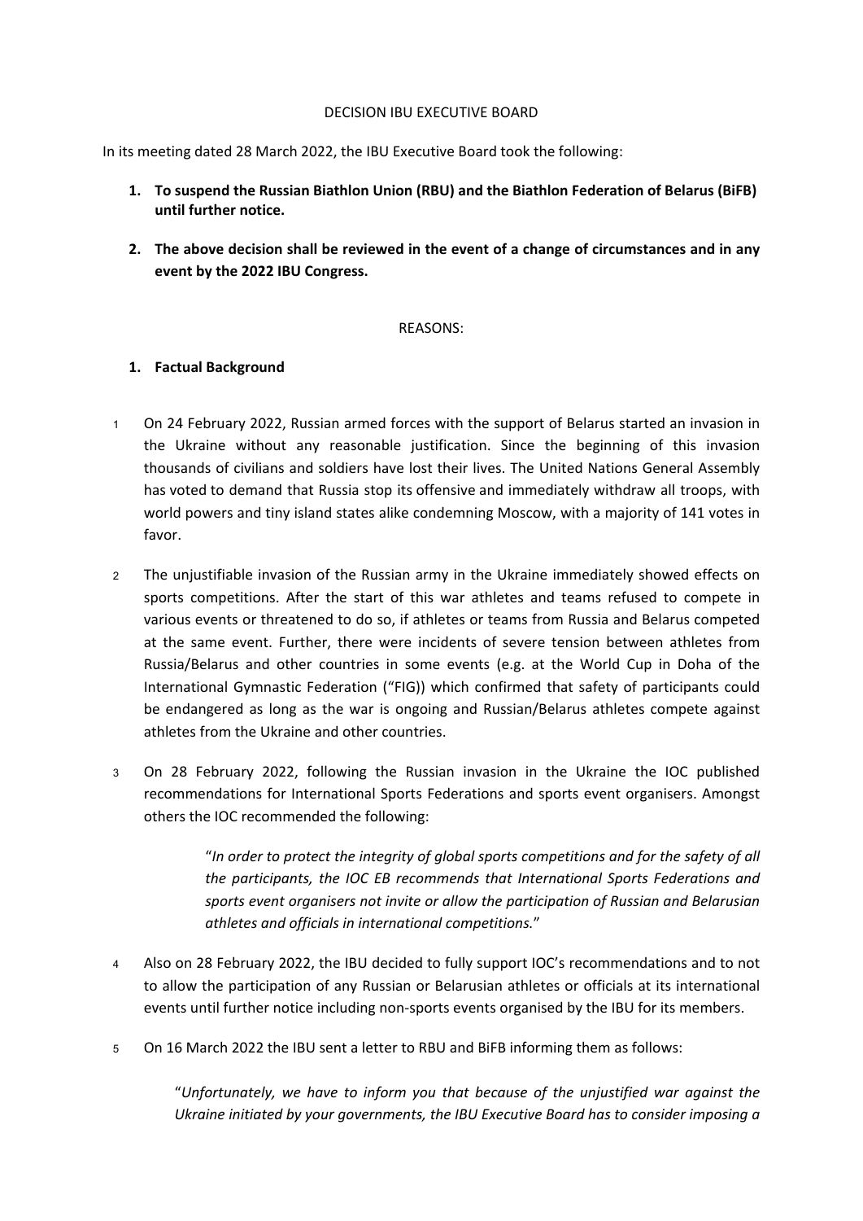DECISION IBU EXECUTIVE BOARD

In its meeting dated 28 March 2022, the IBU Executive Board took the following:

1. **To suspend the Russian Biathlon Union (RBU) and the Biathlon Federation of Belarus (BiFB) until further notice.**
2. **The above decision shall be reviewed in the event of a change of circumstances and in any event by the 2022 IBU Congress.**

REASONS:

## 1. Factual Background

1 On 24 February 2022, Russian armed forces with the support of Belarus started an invasion in the Ukraine without any reasonable justification. Since the beginning of this invasion thousands of civilians and soldiers have lost their lives. The United Nations General Assembly has voted to demand that Russia stop its offensive and immediately withdraw all troops, with world powers and tiny island states alike condemning Moscow, with a majority of 141 votes in favor.

2 The unjustifiable invasion of the Russian army in the Ukraine immediately showed effects on sports competitions. After the start of this war athletes and teams refused to compete in various events or threatened to do so, if athletes or teams from Russia and Belarus competed at the same event. Further, there were incidents of severe tension between athletes from Russia/Belarus and other countries in some events (e.g. at the World Cup in Doha of the International Gymnastic Federation ("FIG")) which confirmed that safety of participants could be endangered as long as the war is ongoing and Russian/Belarus athletes compete against athletes from the Ukraine and other countries.

3 On 28 February 2022, following the Russian invasion in the Ukraine the IOC published recommendations for International Sports Federations and sports event organisers. Amongst others the IOC recommended the following:

> "*In order to protect the integrity of global sports competitions and for the safety of all the participants, the IOC EB recommends that International Sports Federations and sports event organisers not invite or allow the participation of Russian and Belarusian athletes and officials in international competitions.*"

4 Also on 28 February 2022, the IBU decided to fully support IOC's recommendations and to not to allow the participation of any Russian or Belarusian athletes or officials at its international events until further notice including non-sports events organised by the IBU for its members.

5 On 16 March 2022 the IBU sent a letter to RBU and BiFB informing them as follows:

> "*Unfortunately, we have to inform you that because of the unjustified war against the Ukraine initiated by your governments, the IBU Executive Board has to consider imposing a*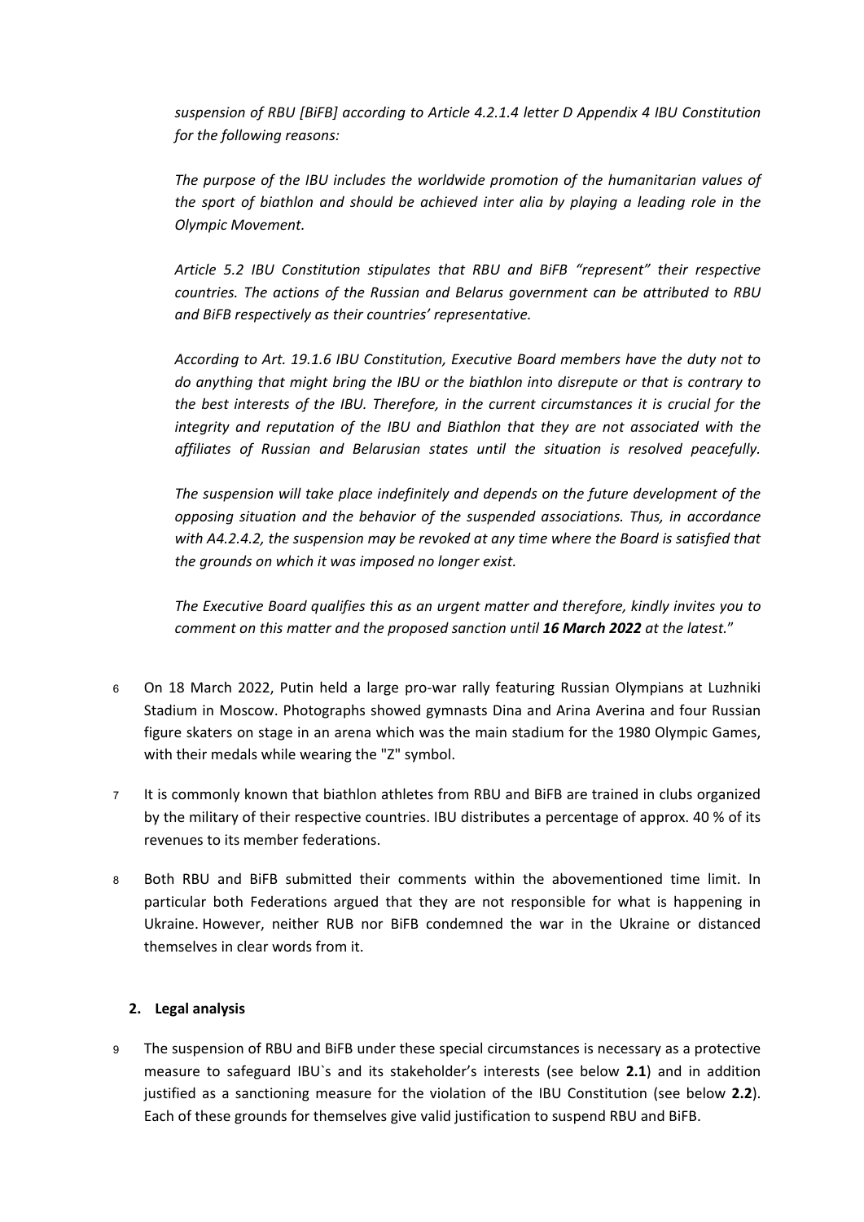*suspension of RBU [BiFB] according to Article 4.2.1.4 letter D Appendix 4 IBU Constitution for the following reasons:*

*The purpose of the IBU includes the worldwide promotion of the humanitarian values of the sport of biathlon and should be achieved inter alia by playing a leading role in the Olympic Movement.*

*Article 5.2 IBU Constitution stipulates that RBU and BiFB "represent" their respective countries. The actions of the Russian and Belarus government can be attributed to RBU and BiFB respectively as their countries' representative.*

*According to Art. 19.1.6 IBU Constitution, Executive Board members have the duty not to do anything that might bring the IBU or the biathlon into disrepute or that is contrary to the best interests of the IBU. Therefore, in the current circumstances it is crucial for the integrity and reputation of the IBU and Biathlon that they are not associated with the affiliates of Russian and Belarusian states until the situation is resolved peacefully.*

*The suspension will take place indefinitely and depends on the future development of the opposing situation and the behavior of the suspended associations. Thus, in accordance with A4.2.4.2, the suspension may be revoked at any time where the Board is satisfied that the grounds on which it was imposed no longer exist.*

*The Executive Board qualifies this as an urgent matter and therefore, kindly invites you to comment on this matter and the proposed sanction until **16 March 2022** at the latest.*"

6 On 18 March 2022, Putin held a large pro-war rally featuring Russian Olympians at Luzhniki Stadium in Moscow. Photographs showed gymnasts Dina and Arina Averina and four Russian figure skaters on stage in an arena which was the main stadium for the 1980 Olympic Games, with their medals while wearing the "Z" symbol.

7 It is commonly known that biathlon athletes from RBU and BiFB are trained in clubs organized by the military of their respective countries. IBU distributes a percentage of approx. 40 % of its revenues to its member federations.

8 Both RBU and BiFB submitted their comments within the abovementioned time limit. In particular both Federations argued that they are not responsible for what is happening in Ukraine. However, neither RUB nor BiFB condemned the war in the Ukraine or distanced themselves in clear words from it.

## 2. Legal analysis

9 The suspension of RBU and BiFB under these special circumstances is necessary as a protective measure to safeguard IBU`s and its stakeholder's interests (see below **2.1**) and in addition justified as a sanctioning measure for the violation of the IBU Constitution (see below **2.2**). Each of these grounds for themselves give valid justification to suspend RBU and BiFB.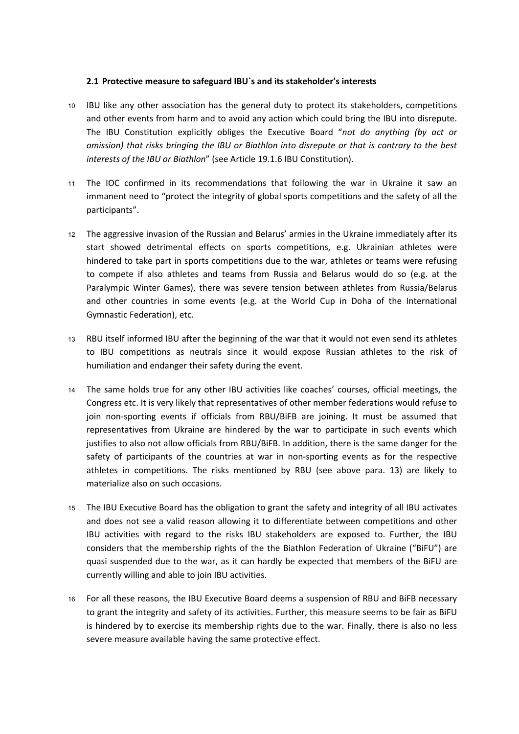### 2.1 Protective measure to safeguard IBU`s and its stakeholder's interests

10 IBU like any other association has the general duty to protect its stakeholders, competitions and other events from harm and to avoid any action which could bring the IBU into disrepute. The IBU Constitution explicitly obliges the Executive Board "*not do anything (by act or omission) that risks bringing the IBU or Biathlon into disrepute or that is contrary to the best interests of the IBU or Biathlon*" (see Article 19.1.6 IBU Constitution).

11 The IOC confirmed in its recommendations that following the war in Ukraine it saw an immanent need to "protect the integrity of global sports competitions and the safety of all the participants".

12 The aggressive invasion of the Russian and Belarus' armies in the Ukraine immediately after its start showed detrimental effects on sports competitions, e.g. Ukrainian athletes were hindered to take part in sports competitions due to the war, athletes or teams were refusing to compete if also athletes and teams from Russia and Belarus would do so (e.g. at the Paralympic Winter Games), there was severe tension between athletes from Russia/Belarus and other countries in some events (e.g. at the World Cup in Doha of the International Gymnastic Federation), etc.

13 RBU itself informed IBU after the beginning of the war that it would not even send its athletes to IBU competitions as neutrals since it would expose Russian athletes to the risk of humiliation and endanger their safety during the event.

14 The same holds true for any other IBU activities like coaches' courses, official meetings, the Congress etc. It is very likely that representatives of other member federations would refuse to join non-sporting events if officials from RBU/BiFB are joining. It must be assumed that representatives from Ukraine are hindered by the war to participate in such events which justifies to also not allow officials from RBU/BiFB. In addition, there is the same danger for the safety of participants of the countries at war in non-sporting events as for the respective athletes in competitions. The risks mentioned by RBU (see above para. 13) are likely to materialize also on such occasions.

15 The IBU Executive Board has the obligation to grant the safety and integrity of all IBU activates and does not see a valid reason allowing it to differentiate between competitions and other IBU activities with regard to the risks IBU stakeholders are exposed to. Further, the IBU considers that the membership rights of the the Biathlon Federation of Ukraine ("BiFU") are quasi suspended due to the war, as it can hardly be expected that members of the BiFU are currently willing and able to join IBU activities.

16 For all these reasons, the IBU Executive Board deems a suspension of RBU and BiFB necessary to grant the integrity and safety of its activities. Further, this measure seems to be fair as BiFU is hindered by to exercise its membership rights due to the war. Finally, there is also no less severe measure available having the same protective effect.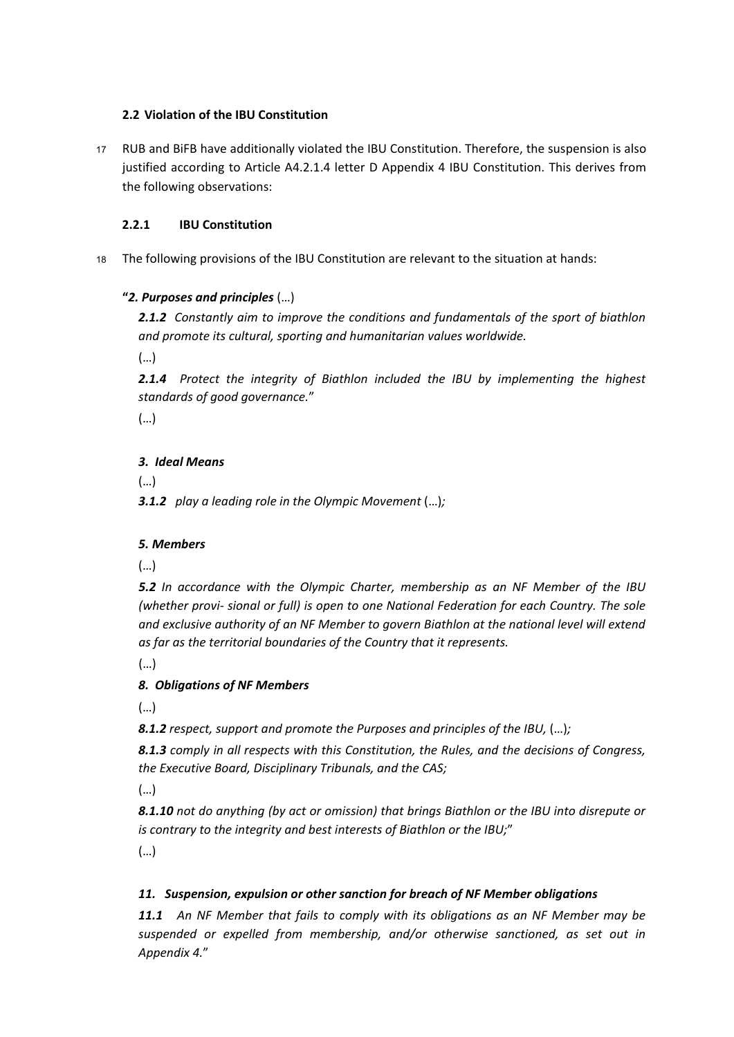### 2.2 Violation of the IBU Constitution

17 RUB and BiFB have additionally violated the IBU Constitution. Therefore, the suspension is also justified according to Article A4.2.1.4 letter D Appendix 4 IBU Constitution. This derives from the following observations:

#### 2.2.1 IBU Constitution

18 The following provisions of the IBU Constitution are relevant to the situation at hands:

**"*2. Purposes and principles*** (…)

> ***2.1.2*** *Constantly aim to improve the conditions and fundamentals of the sport of biathlon and promote its cultural, sporting and humanitarian values worldwide.*
>
> (…)
>
> ***2.1.4*** *Protect the integrity of Biathlon included the IBU by implementing the highest standards of good governance.*"
>
> (…)

***3. Ideal Means***

> (…)
>
> ***3.1.2*** *play a leading role in the Olympic Movement* (…)*;*

***5. Members***

> (…)
>
> ***5.2*** *In accordance with the Olympic Charter, membership as an NF Member of the IBU (whether provi- sional or full) is open to one National Federation for each Country. The sole and exclusive authority of an NF Member to govern Biathlon at the national level will extend as far as the territorial boundaries of the Country that it represents.*
>
> (…)

***8. Obligations of NF Members***

> (…)
>
> ***8.1.2*** *respect, support and promote the Purposes and principles of the IBU,* (…)*;*
>
> ***8.1.3*** *comply in all respects with this Constitution, the Rules, and the decisions of Congress, the Executive Board, Disciplinary Tribunals, and the CAS;*
>
> (…)
>
> ***8.1.10*** *not do anything (by act or omission) that brings Biathlon or the IBU into disrepute or is contrary to the integrity and best interests of Biathlon or the IBU;*"
>
> (…)

***11. Suspension, expulsion or other sanction for breach of NF Member obligations***

> ***11.1*** *An NF Member that fails to comply with its obligations as an NF Member may be suspended or expelled from membership, and/or otherwise sanctioned, as set out in Appendix 4.*"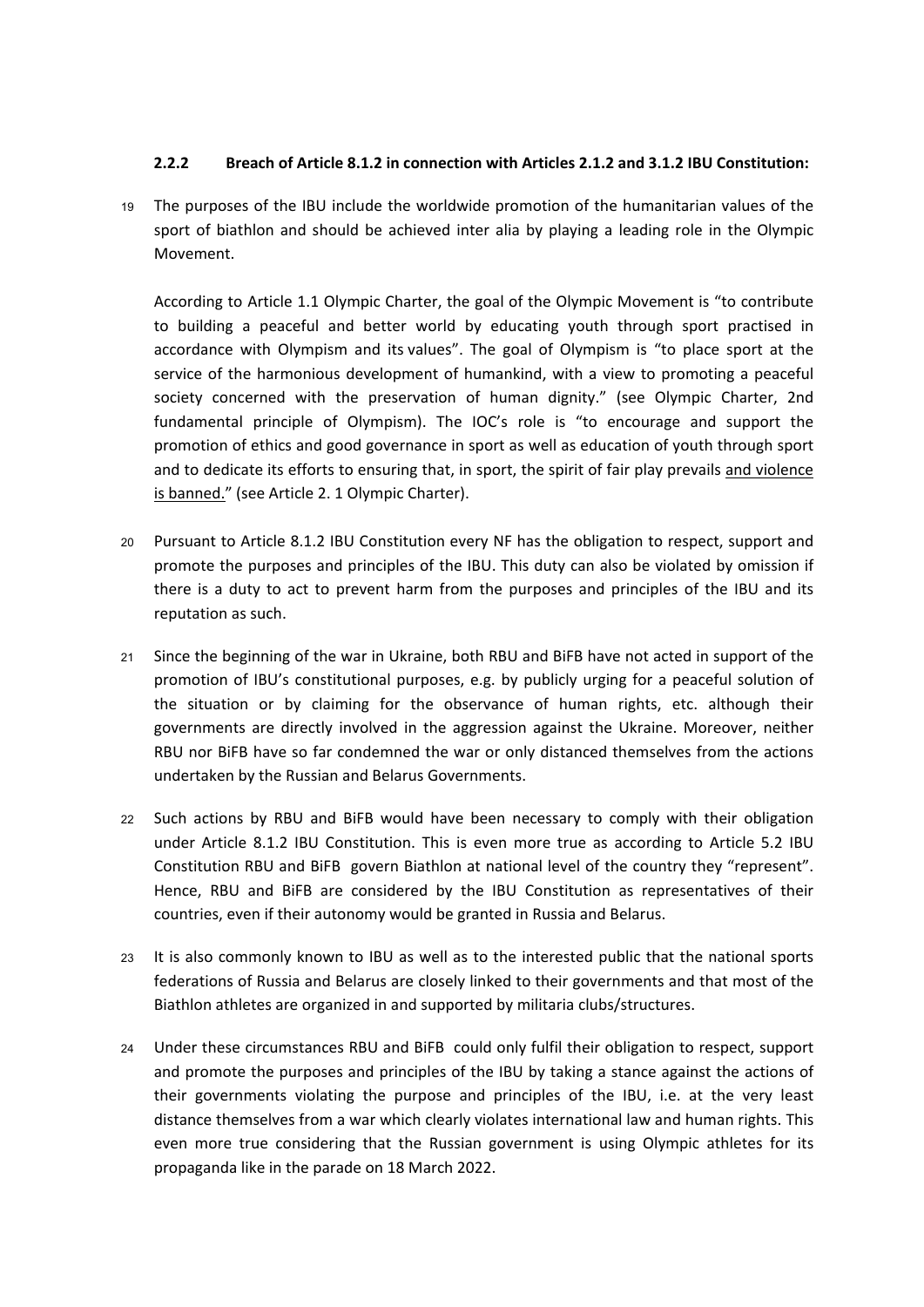#### 2.2.2 Breach of Article 8.1.2 in connection with Articles 2.1.2 and 3.1.2 IBU Constitution:

19 The purposes of the IBU include the worldwide promotion of the humanitarian values of the sport of biathlon and should be achieved inter alia by playing a leading role in the Olympic Movement.

According to Article 1.1 Olympic Charter, the goal of the Olympic Movement is "to contribute to building a peaceful and better world by educating youth through sport practised in accordance with Olympism and its values". The goal of Olympism is "to place sport at the service of the harmonious development of humankind, with a view to promoting a peaceful society concerned with the preservation of human dignity." (see Olympic Charter, 2nd fundamental principle of Olympism). The IOC's role is "to encourage and support the promotion of ethics and good governance in sport as well as education of youth through sport and to dedicate its efforts to ensuring that, in sport, the spirit of fair play prevails <u>and violence is banned.</u>" (see Article 2. 1 Olympic Charter).

20 Pursuant to Article 8.1.2 IBU Constitution every NF has the obligation to respect, support and promote the purposes and principles of the IBU. This duty can also be violated by omission if there is a duty to act to prevent harm from the purposes and principles of the IBU and its reputation as such.

21 Since the beginning of the war in Ukraine, both RBU and BiFB have not acted in support of the promotion of IBU's constitutional purposes, e.g. by publicly urging for a peaceful solution of the situation or by claiming for the observance of human rights, etc. although their governments are directly involved in the aggression against the Ukraine. Moreover, neither RBU nor BiFB have so far condemned the war or only distanced themselves from the actions undertaken by the Russian and Belarus Governments.

22 Such actions by RBU and BiFB would have been necessary to comply with their obligation under Article 8.1.2 IBU Constitution. This is even more true as according to Article 5.2 IBU Constitution RBU and BiFB govern Biathlon at national level of the country they "represent". Hence, RBU and BiFB are considered by the IBU Constitution as representatives of their countries, even if their autonomy would be granted in Russia and Belarus.

23 It is also commonly known to IBU as well as to the interested public that the national sports federations of Russia and Belarus are closely linked to their governments and that most of the Biathlon athletes are organized in and supported by militaria clubs/structures.

24 Under these circumstances RBU and BiFB could only fulfil their obligation to respect, support and promote the purposes and principles of the IBU by taking a stance against the actions of their governments violating the purpose and principles of the IBU, i.e. at the very least distance themselves from a war which clearly violates international law and human rights. This even more true considering that the Russian government is using Olympic athletes for its propaganda like in the parade on 18 March 2022.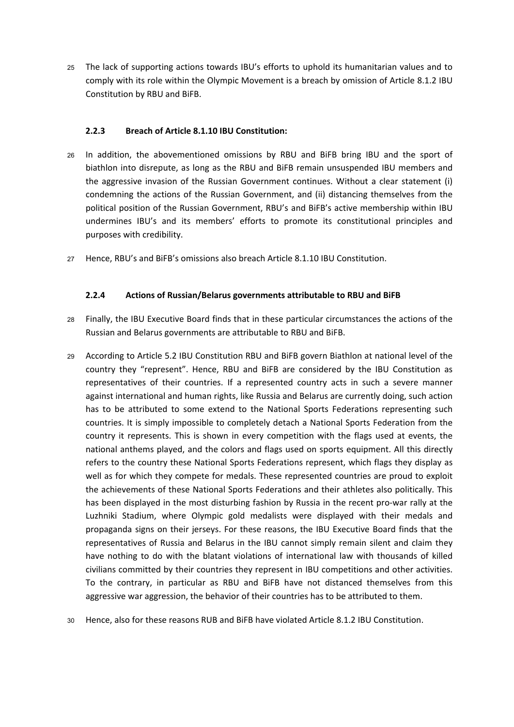25 The lack of supporting actions towards IBU's efforts to uphold its humanitarian values and to comply with its role within the Olympic Movement is a breach by omission of Article 8.1.2 IBU Constitution by RBU and BiFB.

### 2.2.3 Breach of Article 8.1.10 IBU Constitution:

26 In addition, the abovementioned omissions by RBU and BiFB bring IBU and the sport of biathlon into disrepute, as long as the RBU and BiFB remain unsuspended IBU members and the aggressive invasion of the Russian Government continues. Without a clear statement (i) condemning the actions of the Russian Government, and (ii) distancing themselves from the political position of the Russian Government, RBU's and BiFB's active membership within IBU undermines IBU's and its members' efforts to promote its constitutional principles and purposes with credibility.

27 Hence, RBU's and BiFB's omissions also breach Article 8.1.10 IBU Constitution.

### 2.2.4 Actions of Russian/Belarus governments attributable to RBU and BiFB

28 Finally, the IBU Executive Board finds that in these particular circumstances the actions of the Russian and Belarus governments are attributable to RBU and BiFB.

29 According to Article 5.2 IBU Constitution RBU and BiFB govern Biathlon at national level of the country they "represent". Hence, RBU and BiFB are considered by the IBU Constitution as representatives of their countries. If a represented country acts in such a severe manner against international and human rights, like Russia and Belarus are currently doing, such action has to be attributed to some extend to the National Sports Federations representing such countries. It is simply impossible to completely detach a National Sports Federation from the country it represents. This is shown in every competition with the flags used at events, the national anthems played, and the colors and flags used on sports equipment. All this directly refers to the country these National Sports Federations represent, which flags they display as well as for which they compete for medals. These represented countries are proud to exploit the achievements of these National Sports Federations and their athletes also politically. This has been displayed in the most disturbing fashion by Russia in the recent pro-war rally at the Luzhniki Stadium, where Olympic gold medalists were displayed with their medals and propaganda signs on their jerseys. For these reasons, the IBU Executive Board finds that the representatives of Russia and Belarus in the IBU cannot simply remain silent and claim they have nothing to do with the blatant violations of international law with thousands of killed civilians committed by their countries they represent in IBU competitions and other activities. To the contrary, in particular as RBU and BiFB have not distanced themselves from this aggressive war aggression, the behavior of their countries has to be attributed to them.

30 Hence, also for these reasons RUB and BiFB have violated Article 8.1.2 IBU Constitution.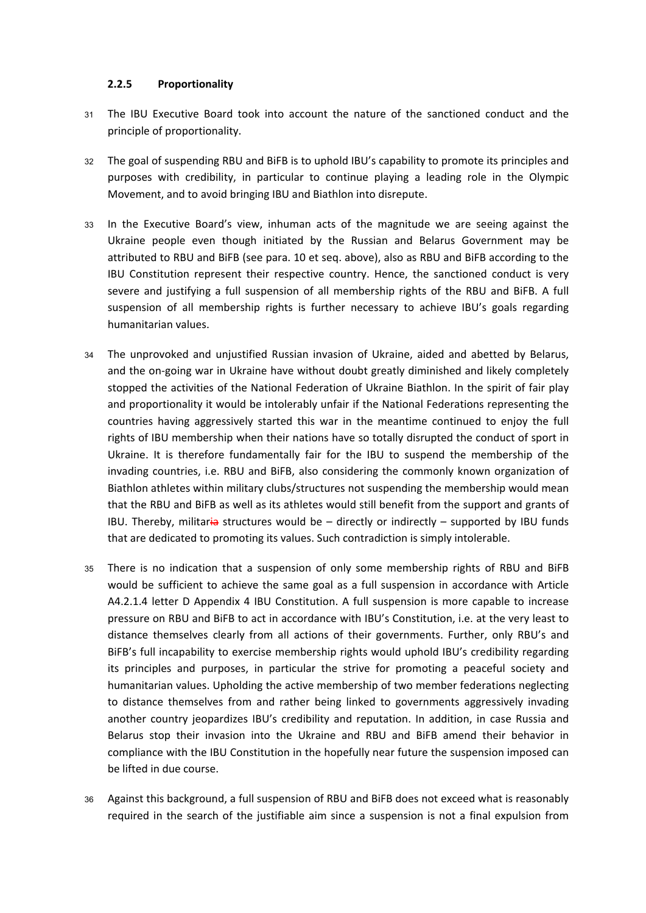#### 2.2.5 Proportionality

31 The IBU Executive Board took into account the nature of the sanctioned conduct and the principle of proportionality.

32 The goal of suspending RBU and BiFB is to uphold IBU's capability to promote its principles and purposes with credibility, in particular to continue playing a leading role in the Olympic Movement, and to avoid bringing IBU and Biathlon into disrepute.

33 In the Executive Board's view, inhuman acts of the magnitude we are seeing against the Ukraine people even though initiated by the Russian and Belarus Government may be attributed to RBU and BiFB (see para. 10 et seq. above), also as RBU and BiFB according to the IBU Constitution represent their respective country. Hence, the sanctioned conduct is very severe and justifying a full suspension of all membership rights of the RBU and BiFB. A full suspension of all membership rights is further necessary to achieve IBU's goals regarding humanitarian values.

34 The unprovoked and unjustified Russian invasion of Ukraine, aided and abetted by Belarus, and the on-going war in Ukraine have without doubt greatly diminished and likely completely stopped the activities of the National Federation of Ukraine Biathlon. In the spirit of fair play and proportionality it would be intolerably unfair if the National Federations representing the countries having aggressively started this war in the meantime continued to enjoy the full rights of IBU membership when their nations have so totally disrupted the conduct of sport in Ukraine. It is therefore fundamentally fair for the IBU to suspend the membership of the invading countries, i.e. RBU and BiFB, also considering the commonly known organization of Biathlon athletes within military clubs/structures not suspending the membership would mean that the RBU and BiFB as well as its athletes would still benefit from the support and grants of IBU. Thereby, militaria structures would be – directly or indirectly – supported by IBU funds that are dedicated to promoting its values. Such contradiction is simply intolerable.

35 There is no indication that a suspension of only some membership rights of RBU and BiFB would be sufficient to achieve the same goal as a full suspension in accordance with Article A4.2.1.4 letter D Appendix 4 IBU Constitution. A full suspension is more capable to increase pressure on RBU and BiFB to act in accordance with IBU's Constitution, i.e. at the very least to distance themselves clearly from all actions of their governments. Further, only RBU's and BiFB's full incapability to exercise membership rights would uphold IBU's credibility regarding its principles and purposes, in particular the strive for promoting a peaceful society and humanitarian values. Upholding the active membership of two member federations neglecting to distance themselves from and rather being linked to governments aggressively invading another country jeopardizes IBU's credibility and reputation. In addition, in case Russia and Belarus stop their invasion into the Ukraine and RBU and BiFB amend their behavior in compliance with the IBU Constitution in the hopefully near future the suspension imposed can be lifted in due course.

36 Against this background, a full suspension of RBU and BiFB does not exceed what is reasonably required in the search of the justifiable aim since a suspension is not a final expulsion from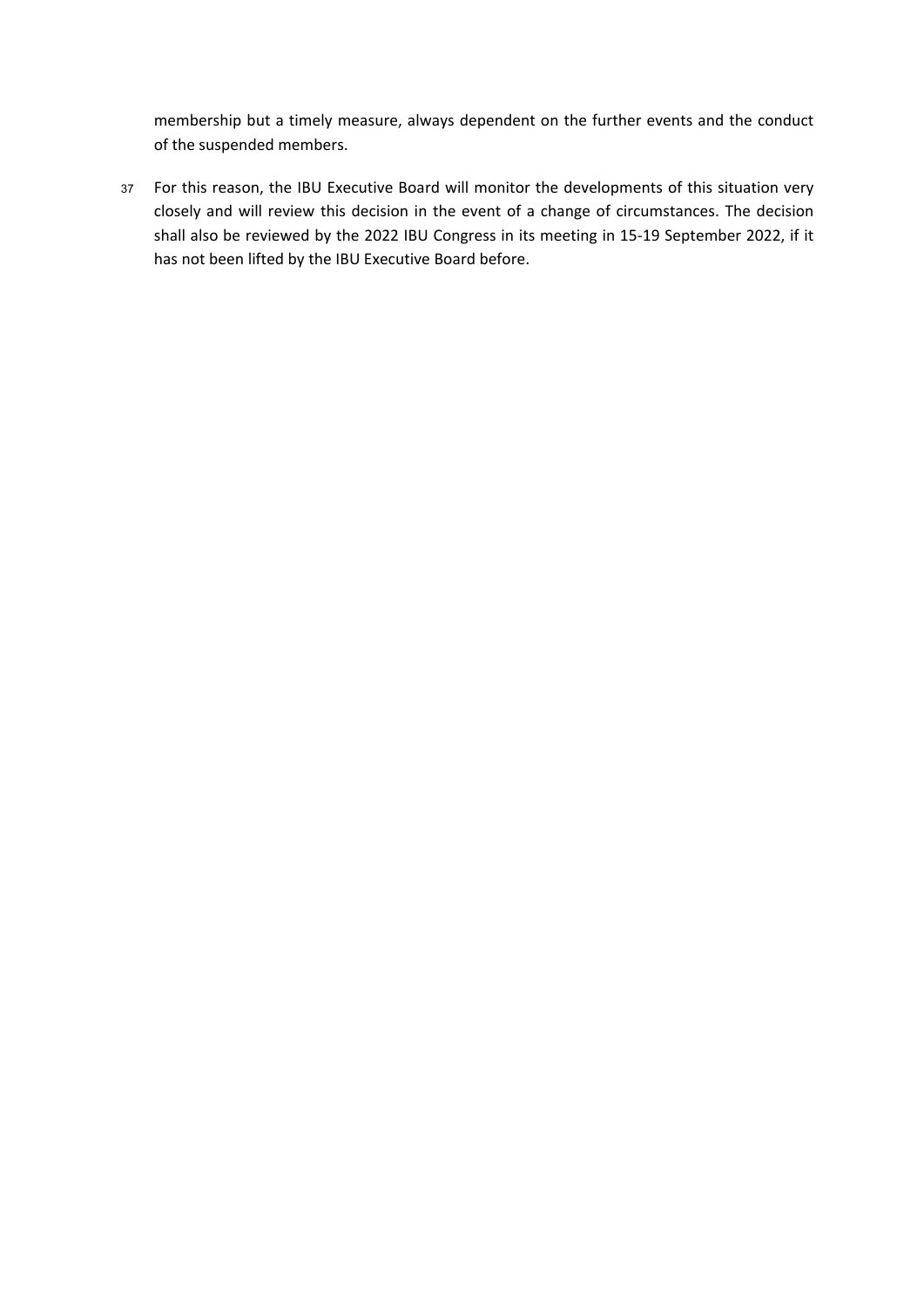membership but a timely measure, always dependent on the further events and the conduct of the suspended members.

37 For this reason, the IBU Executive Board will monitor the developments of this situation very closely and will review this decision in the event of a change of circumstances. The decision shall also be reviewed by the 2022 IBU Congress in its meeting in 15-19 September 2022, if it has not been lifted by the IBU Executive Board before.